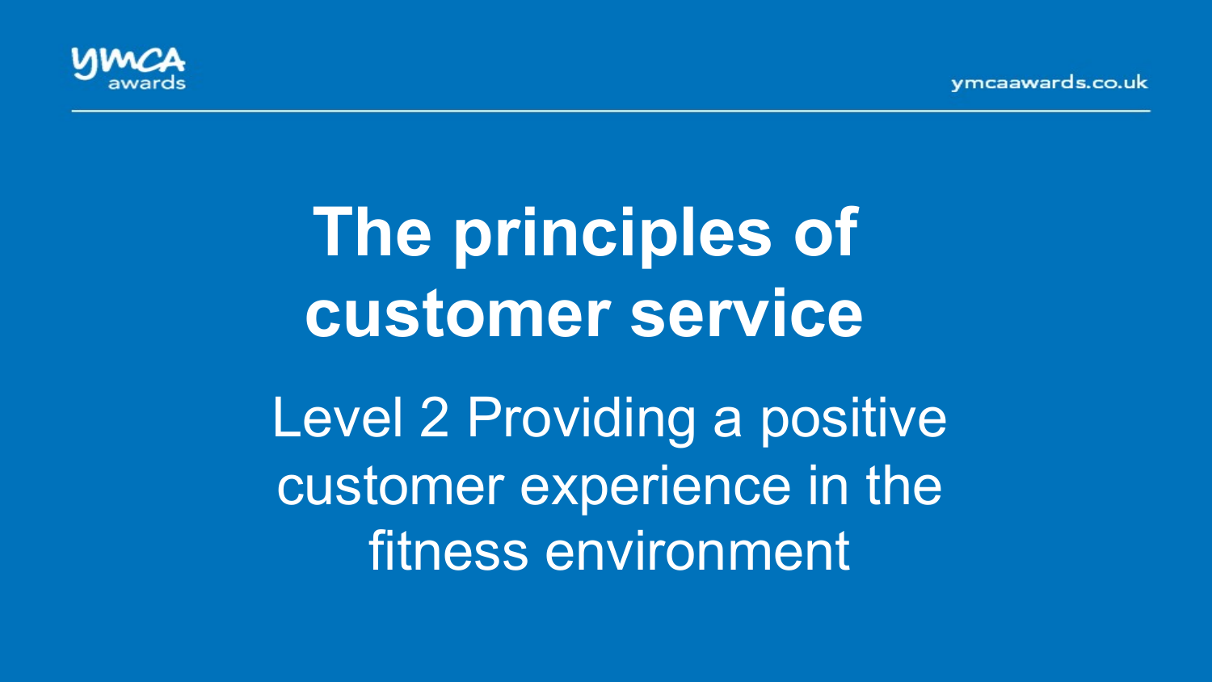# The principles of customer service

Level 2 Providing a positive customer experience in the fitness environment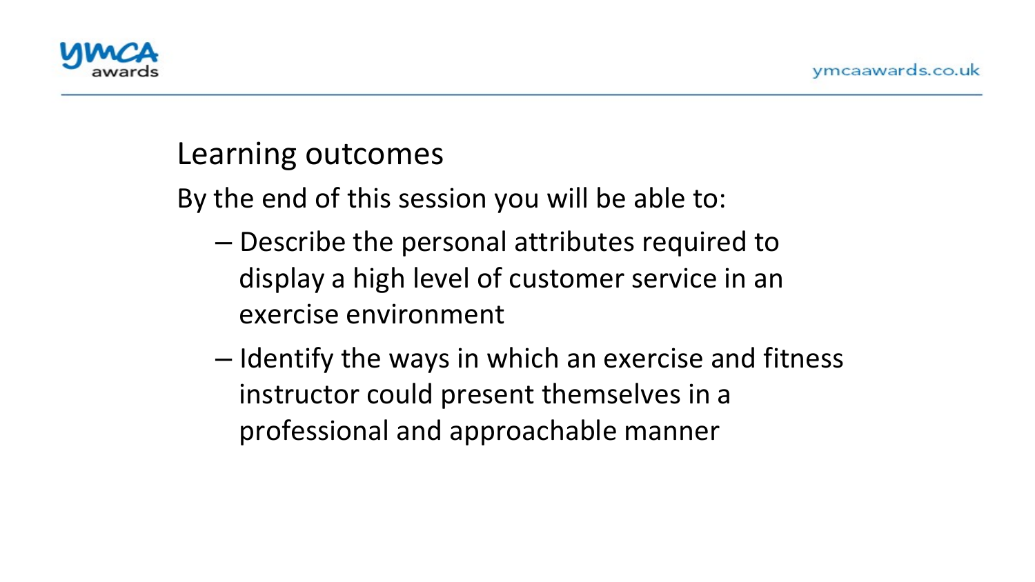## Learning outcomes

By the end of this session you will be able to:

- Describe the personal attributes required to display a high level of customer service in an exercise environment
- Identify the ways in which an exercise and fitness instructor could present themselves in a professional and approachable manner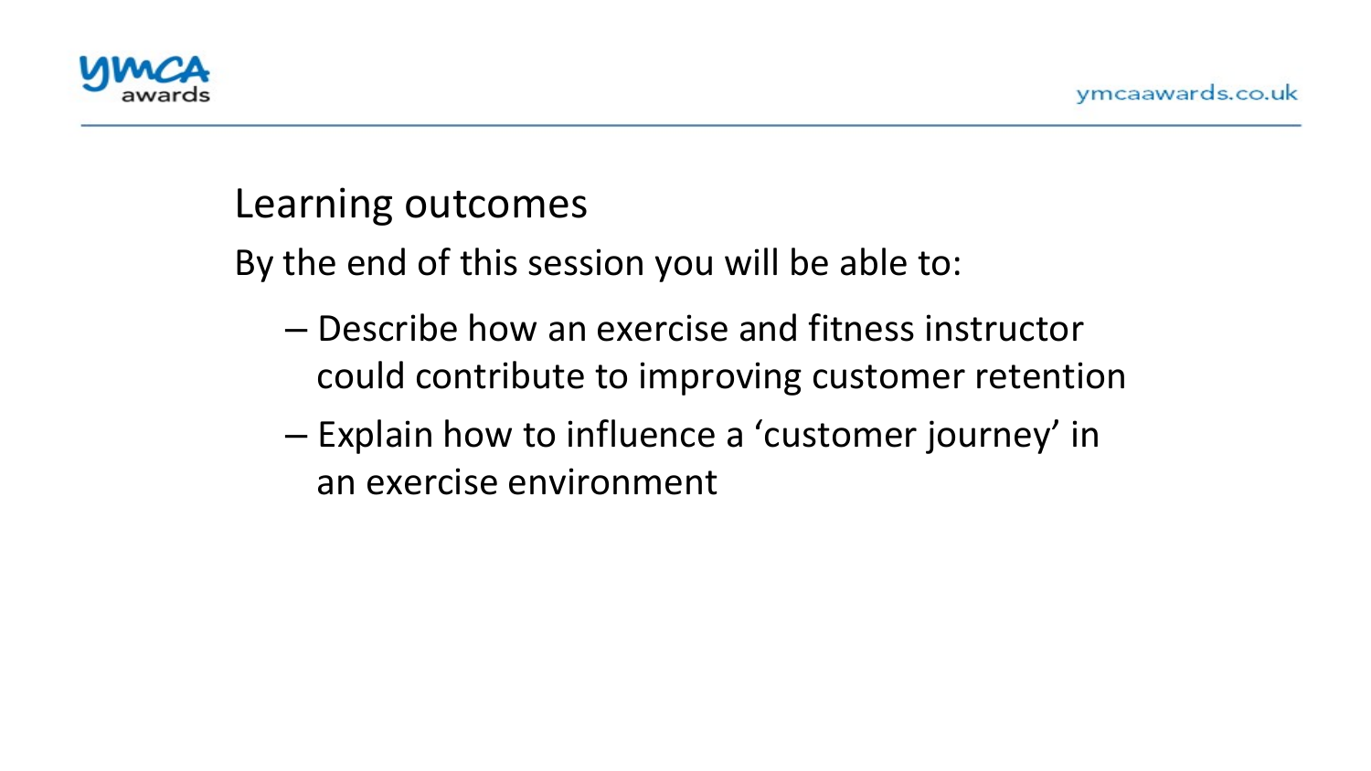## Learning outcomes

By the end of this session you will be able to:

- Describe how an exercise and fitness instructor could contribute to improving customer retention
- Explain how to influence a 'customer journey' in an exercise environment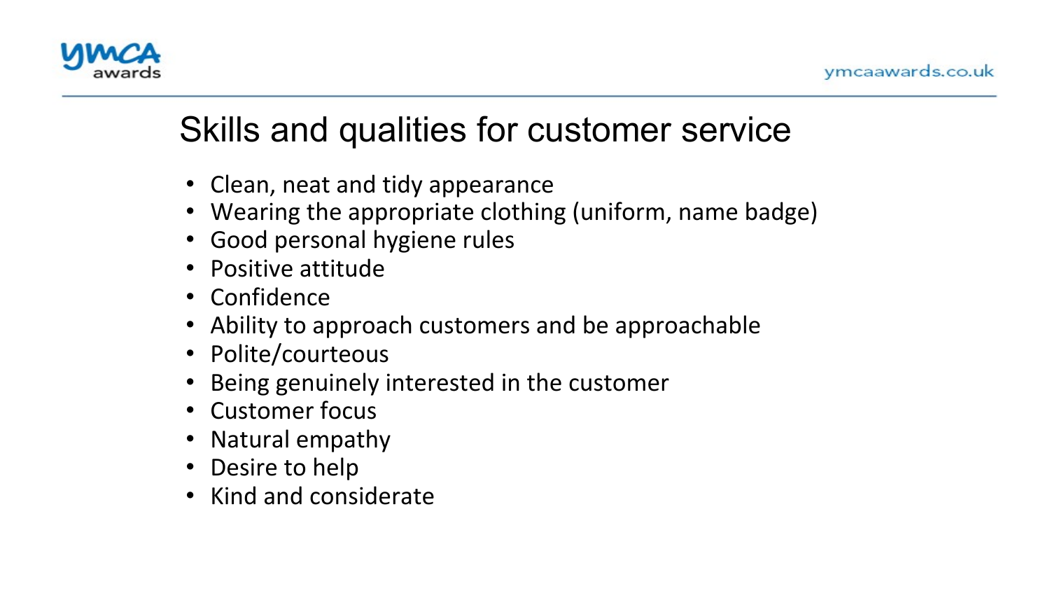# Skills and qualities for customer service

- Clean, neat and tidy appearance
- Wearing the appropriate clothing (uniform, name badge)
- Good personal hygiene rules
- Positive attitude
- Confidence
- Ability to approach customers and be approachable
- Polite/courteous
- Being genuinely interested in the customer
- Customer focus
- Natural empathy
- Desire to help
- Kind and considerate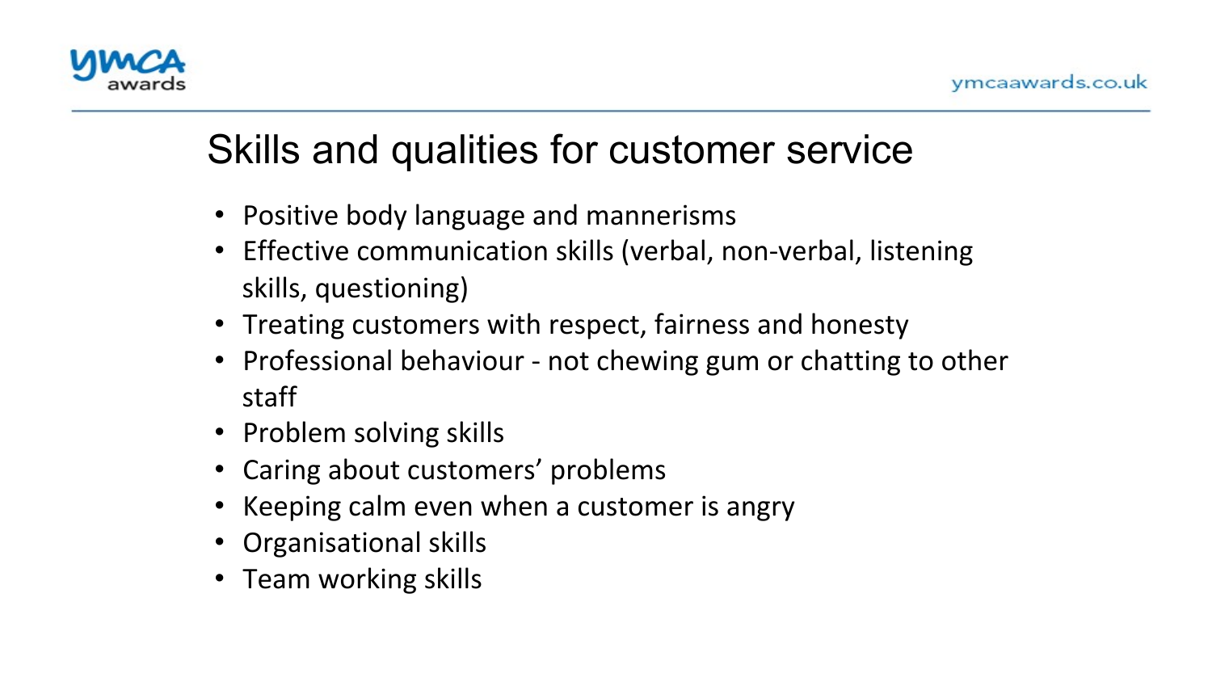# Skills and qualities for customer service

- Positive body language and mannerisms
- Effective communication skills (verbal, non-verbal, listening skills, questioning)
- Treating customers with respect, fairness and honesty
- Professional behaviour - not chewing gum or chatting to other staff
- Problem solving skills
- Caring about customers' problems
- Keeping calm even when a customer is angry
- Organisational skills
- Team working skills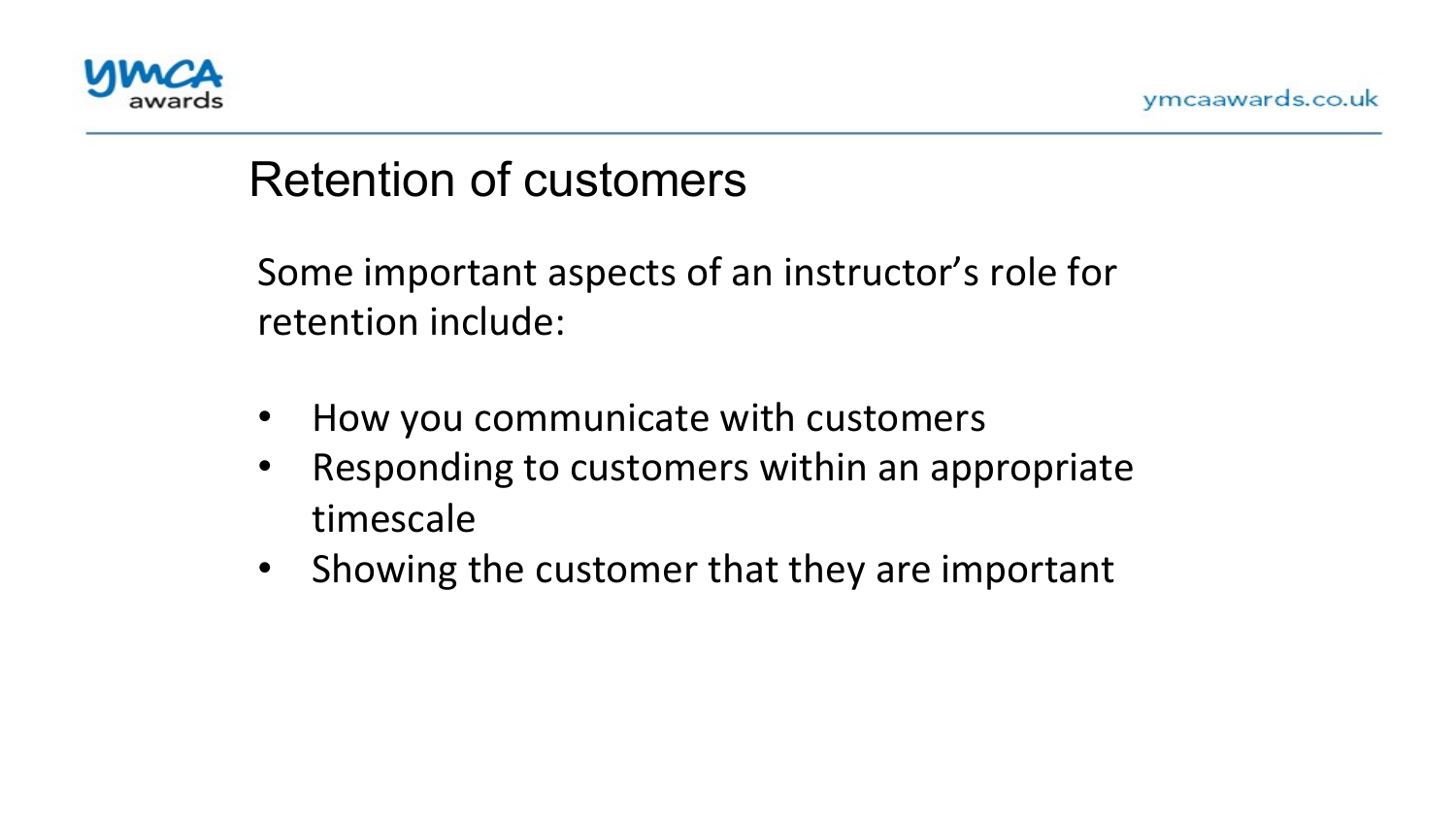# Retention of customers

Some important aspects of an instructor's role for retention include:

- How you communicate with customers
- Responding to customers within an appropriate timescale
- Showing the customer that they are important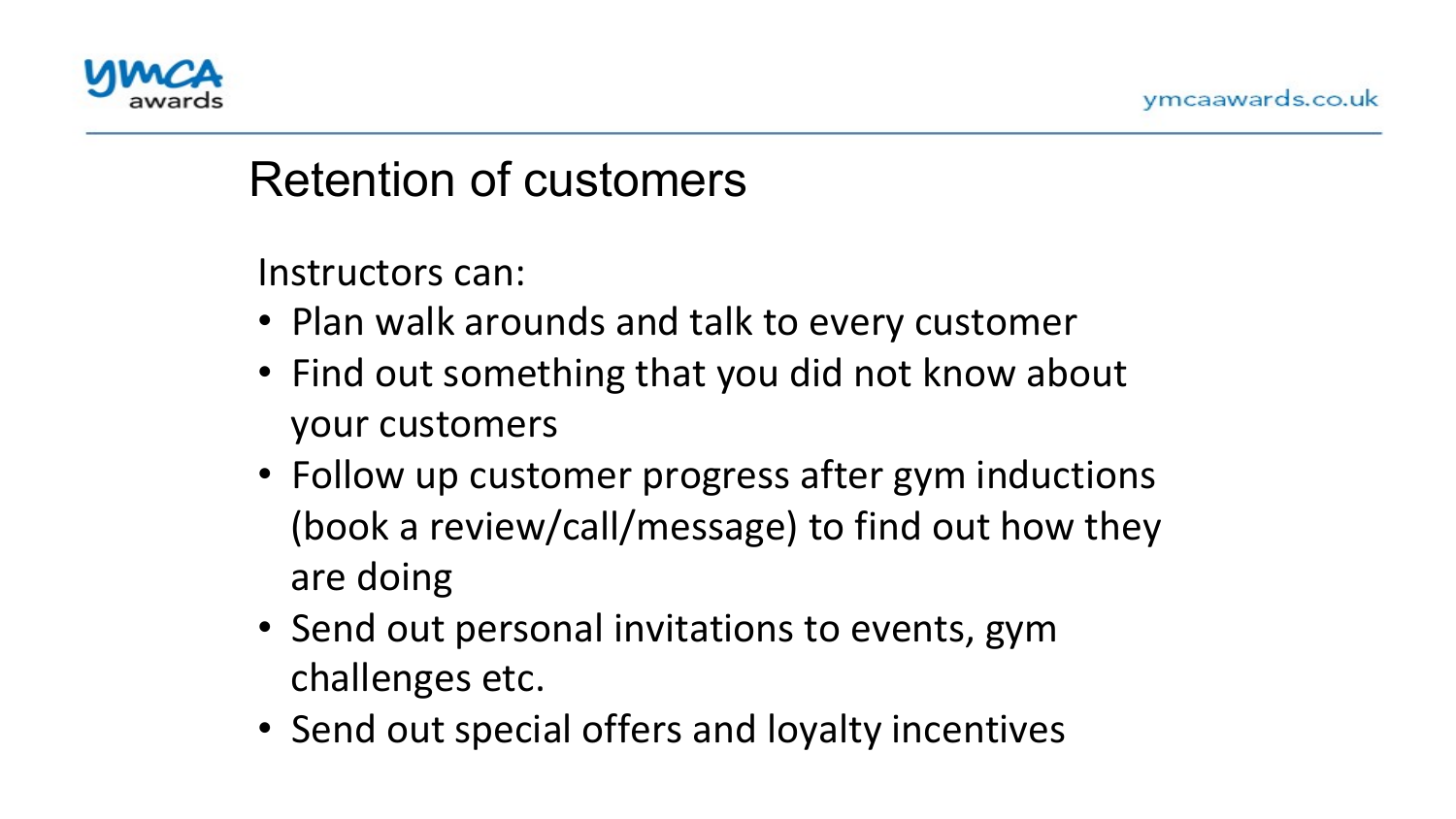## Retention of customers

Instructors can:

- Plan walk arounds and talk to every customer
- Find out something that you did not know about your customers
- Follow up customer progress after gym inductions (book a review/call/message) to find out how they are doing
- Send out personal invitations to events, gym challenges etc.
- Send out special offers and loyalty incentives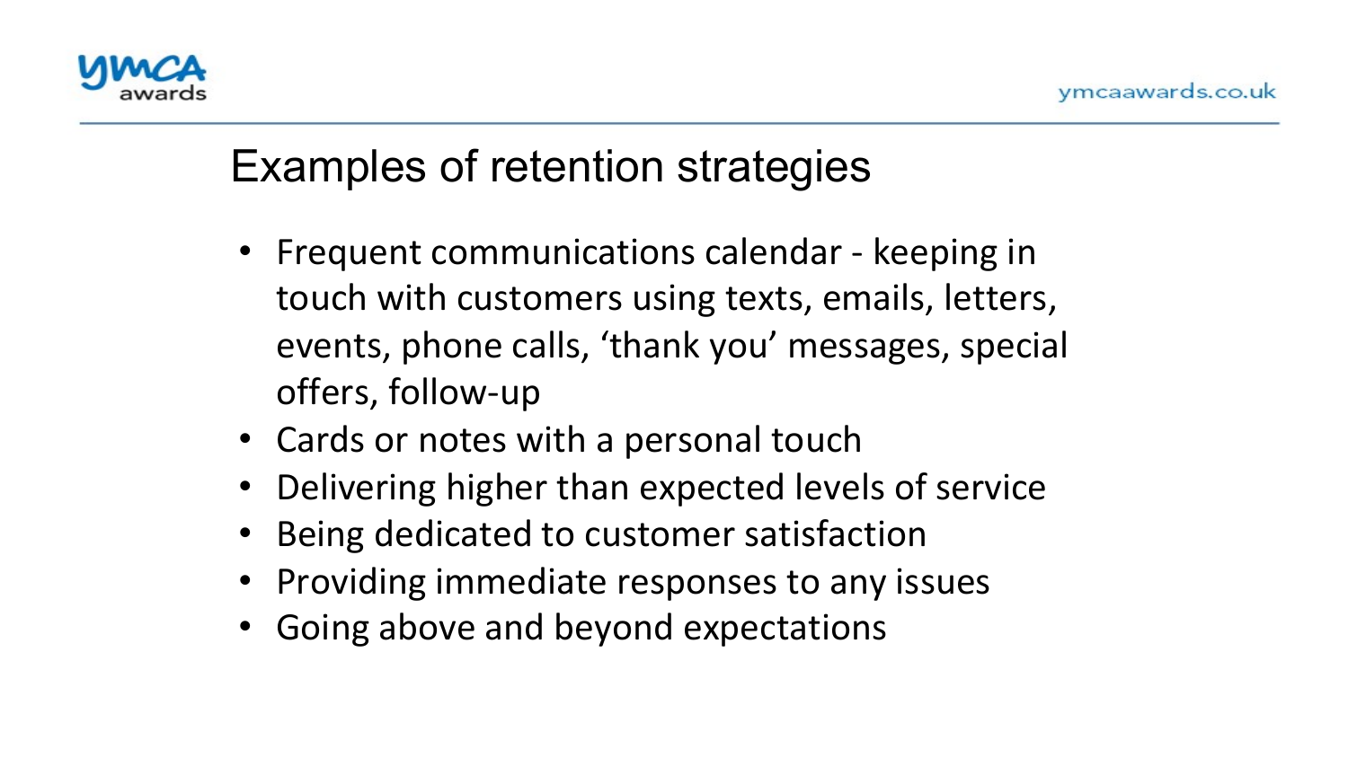## Examples of retention strategies

- Frequent communications calendar - keeping in touch with customers using texts, emails, letters, events, phone calls, ‘thank you’ messages, special offers, follow-up
- Cards or notes with a personal touch
- Delivering higher than expected levels of service
- Being dedicated to customer satisfaction
- Providing immediate responses to any issues
- Going above and beyond expectations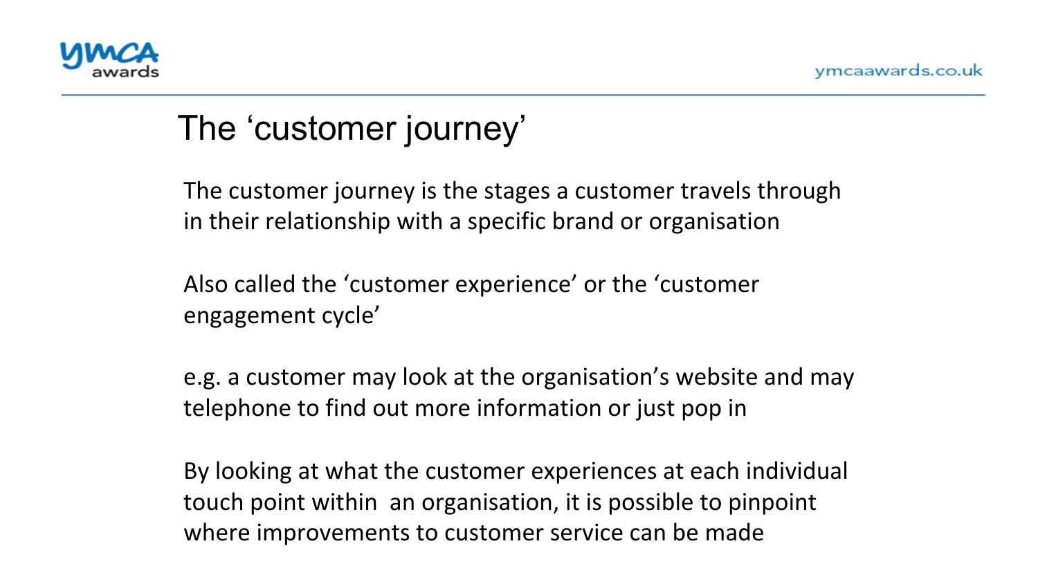# The ‘customer journey’

The customer journey is the stages a customer travels through in their relationship with a specific brand or organisation

Also called the ‘customer experience’ or the ‘customer engagement cycle’

e.g. a customer may look at the organisation’s website and may telephone to find out more information or just pop in

By looking at what the customer experiences at each individual touch point within an organisation, it is possible to pinpoint where improvements to customer service can be made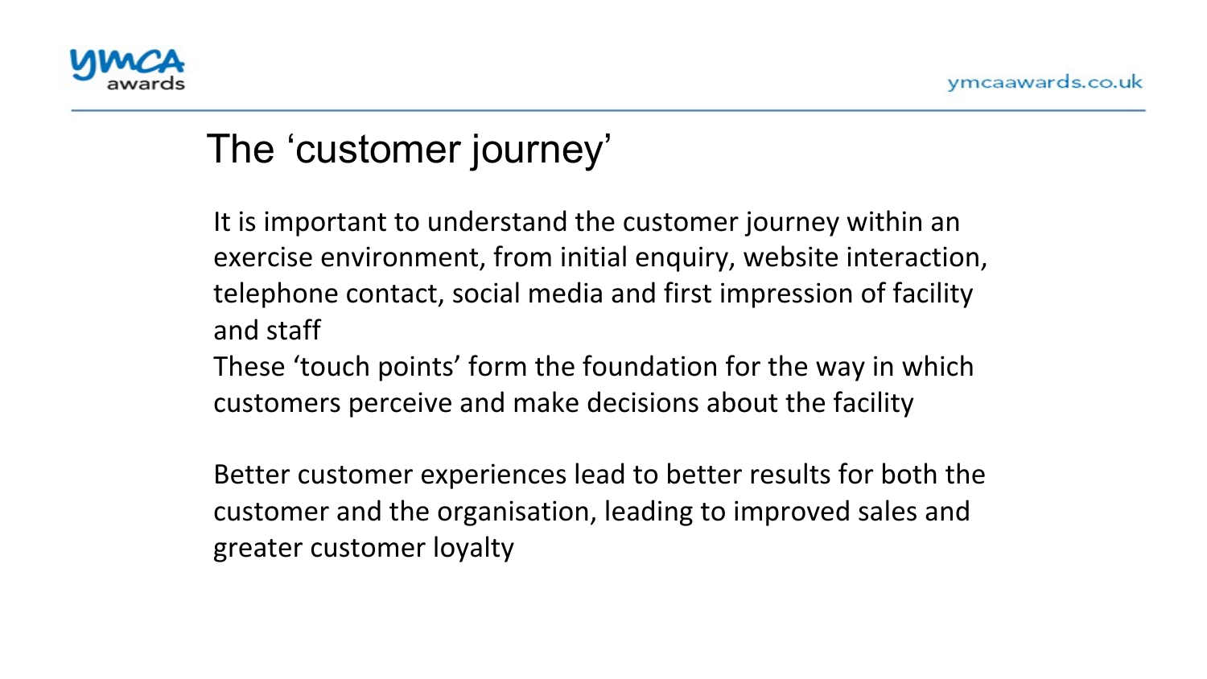# The ‘customer journey’

It is important to understand the customer journey within an exercise environment, from initial enquiry, website interaction, telephone contact, social media and first impression of facility and staff

These ‘touch points’ form the foundation for the way in which customers perceive and make decisions about the facility

Better customer experiences lead to better results for both the customer and the organisation, leading to improved sales and greater customer loyalty